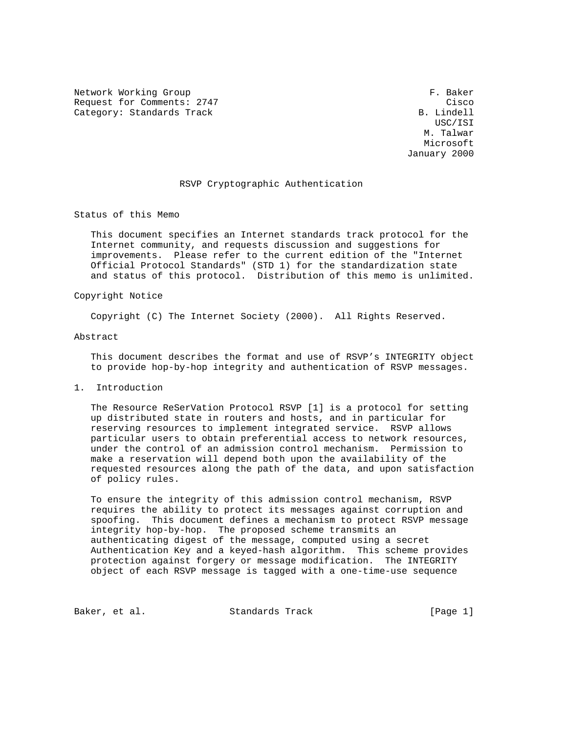Network Working Group F. Baker
Request for Comments: 2747 Cisco
Category: Standards Track B. Lindell
USC/ISI
M. Talwar
Microsoft
January 2000

# RSVP Cryptographic Authentication

## Status of this Memo

This document specifies an Internet standards track protocol for the Internet community, and requests discussion and suggestions for improvements. Please refer to the current edition of the "Internet Official Protocol Standards" (STD 1) for the standardization state and status of this protocol. Distribution of this memo is unlimited.

## Copyright Notice

Copyright (C) The Internet Society (2000). All Rights Reserved.

## Abstract

This document describes the format and use of RSVP's INTEGRITY object to provide hop-by-hop integrity and authentication of RSVP messages.

## 1. Introduction

The Resource ReSerVation Protocol RSVP [1] is a protocol for setting up distributed state in routers and hosts, and in particular for reserving resources to implement integrated service. RSVP allows particular users to obtain preferential access to network resources, under the control of an admission control mechanism. Permission to make a reservation will depend both upon the availability of the requested resources along the path of the data, and upon satisfaction of policy rules.

To ensure the integrity of this admission control mechanism, RSVP requires the ability to protect its messages against corruption and spoofing. This document defines a mechanism to protect RSVP message integrity hop-by-hop. The proposed scheme transmits an authenticating digest of the message, computed using a secret Authentication Key and a keyed-hash algorithm. This scheme provides protection against forgery or message modification. The INTEGRITY object of each RSVP message is tagged with a one-time-use sequence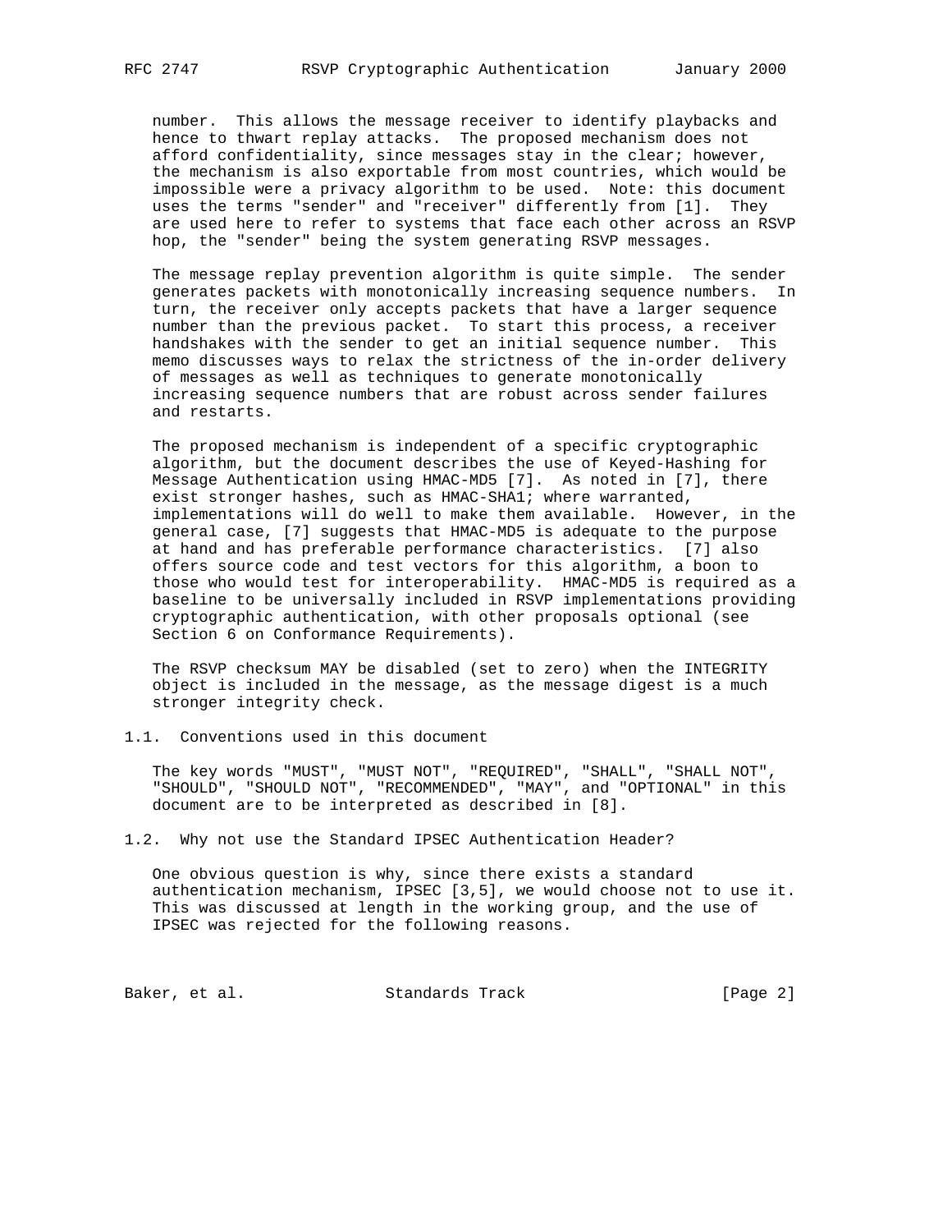number. This allows the message receiver to identify playbacks and hence to thwart replay attacks. The proposed mechanism does not afford confidentiality, since messages stay in the clear; however, the mechanism is also exportable from most countries, which would be impossible were a privacy algorithm to be used. Note: this document uses the terms "sender" and "receiver" differently from [1]. They are used here to refer to systems that face each other across an RSVP hop, the "sender" being the system generating RSVP messages.

The message replay prevention algorithm is quite simple. The sender generates packets with monotonically increasing sequence numbers. In turn, the receiver only accepts packets that have a larger sequence number than the previous packet. To start this process, a receiver handshakes with the sender to get an initial sequence number. This memo discusses ways to relax the strictness of the in-order delivery of messages as well as techniques to generate monotonically increasing sequence numbers that are robust across sender failures and restarts.

The proposed mechanism is independent of a specific cryptographic algorithm, but the document describes the use of Keyed-Hashing for Message Authentication using HMAC-MD5 [7]. As noted in [7], there exist stronger hashes, such as HMAC-SHA1; where warranted, implementations will do well to make them available. However, in the general case, [7] suggests that HMAC-MD5 is adequate to the purpose at hand and has preferable performance characteristics. [7] also offers source code and test vectors for this algorithm, a boon to those who would test for interoperability. HMAC-MD5 is required as a baseline to be universally included in RSVP implementations providing cryptographic authentication, with other proposals optional (see Section 6 on Conformance Requirements).

The RSVP checksum MAY be disabled (set to zero) when the INTEGRITY object is included in the message, as the message digest is a much stronger integrity check.

## 1.1. Conventions used in this document

The key words "MUST", "MUST NOT", "REQUIRED", "SHALL", "SHALL NOT", "SHOULD", "SHOULD NOT", "RECOMMENDED", "MAY", and "OPTIONAL" in this document are to be interpreted as described in [8].

## 1.2. Why not use the Standard IPSEC Authentication Header?

One obvious question is why, since there exists a standard authentication mechanism, IPSEC [3,5], we would choose not to use it. This was discussed at length in the working group, and the use of IPSEC was rejected for the following reasons.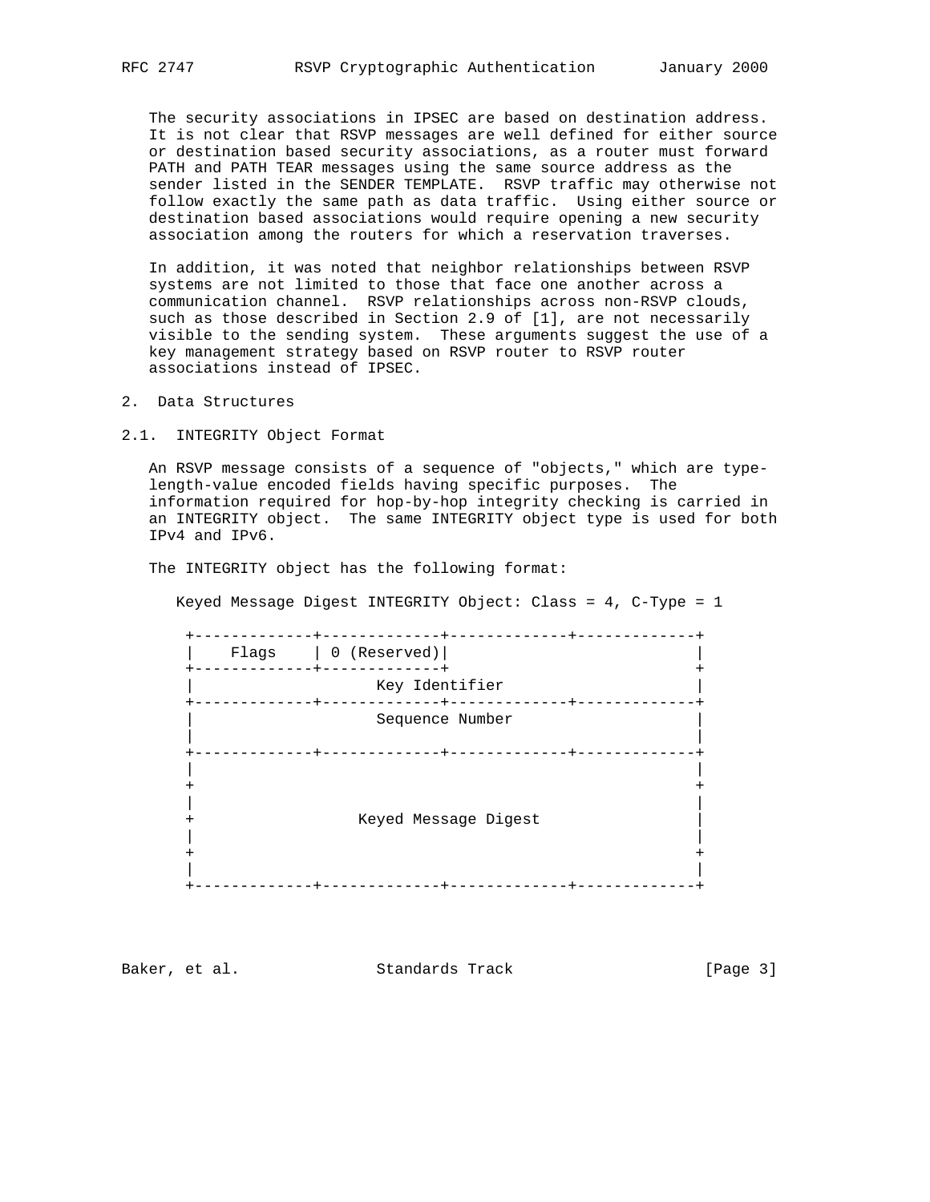The security associations in IPSEC are based on destination address. It is not clear that RSVP messages are well defined for either source or destination based security associations, as a router must forward PATH and PATH TEAR messages using the same source address as the sender listed in the SENDER TEMPLATE. RSVP traffic may otherwise not follow exactly the same path as data traffic. Using either source or destination based associations would require opening a new security association among the routers for which a reservation traverses.

In addition, it was noted that neighbor relationships between RSVP systems are not limited to those that face one another across a communication channel. RSVP relationships across non-RSVP clouds, such as those described in Section 2.9 of [1], are not necessarily visible to the sending system. These arguments suggest the use of a key management strategy based on RSVP router to RSVP router associations instead of IPSEC.

## 2. Data Structures

### 2.1. INTEGRITY Object Format

An RSVP message consists of a sequence of "objects," which are type-length-value encoded fields having specific purposes. The information required for hop-by-hop integrity checking is carried in an INTEGRITY object. The same INTEGRITY object type is used for both IPv4 and IPv6.

The INTEGRITY object has the following format:

Keyed Message Digest INTEGRITY Object: Class = 4, C-Type = 1

```
+-------------+-------------+-------------+-------------+
|    Flags    | 0 (Reserved)|                           |
+-------------+-------------+                           +
|                     Key Identifier                    |
+-------------+-------------+-------------+-------------+
|                     Sequence Number                   |
|                                                       |
+-------------+-------------+-------------+-------------+
|                                                       |
+                                                       +
|                                                       |
+                  Keyed Message Digest                 |
|                                                       |
+                                                       +
|                                                       |
+-------------+-------------+-------------+-------------+
```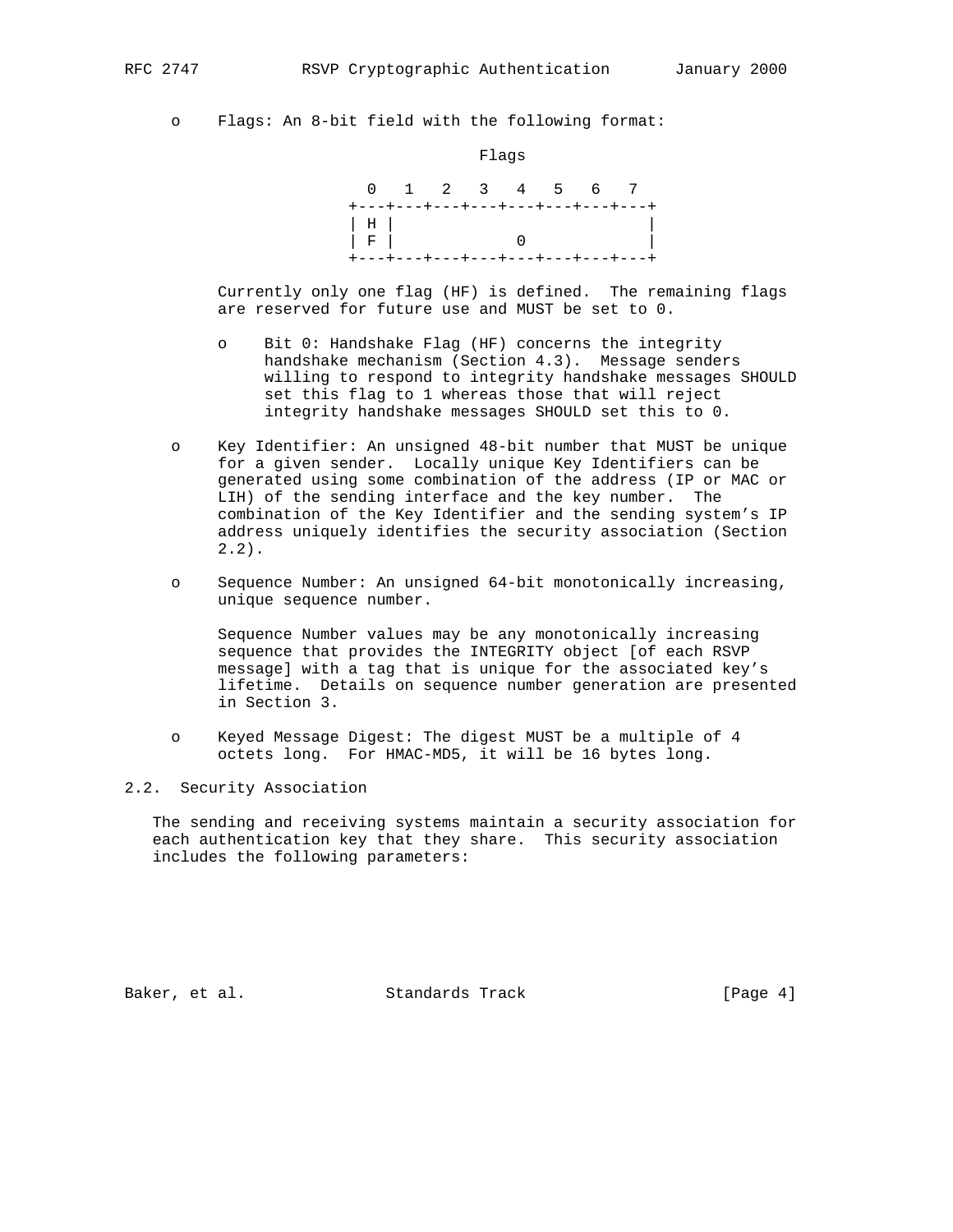- Flags: An 8-bit field with the following format:

```
                         Flags

                0   1   2   3   4   5   6   7
              +---+---+---+---+---+---+---+---+
              | H |                           |
              | F |             0             |
              +---+---+---+---+---+---+---+---+
```

  Currently only one flag (HF) is defined. The remaining flags are reserved for future use and MUST be set to 0.

  - Bit 0: Handshake Flag (HF) concerns the integrity handshake mechanism (Section 4.3). Message senders willing to respond to integrity handshake messages SHOULD set this flag to 1 whereas those that will reject integrity handshake messages SHOULD set this to 0.

- Key Identifier: An unsigned 48-bit number that MUST be unique for a given sender. Locally unique Key Identifiers can be generated using some combination of the address (IP or MAC or LIH) of the sending interface and the key number. The combination of the Key Identifier and the sending system's IP address uniquely identifies the security association (Section 2.2).

- Sequence Number: An unsigned 64-bit monotonically increasing, unique sequence number.

  Sequence Number values may be any monotonically increasing sequence that provides the INTEGRITY object [of each RSVP message] with a tag that is unique for the associated key's lifetime. Details on sequence number generation are presented in Section 3.

- Keyed Message Digest: The digest MUST be a multiple of 4 octets long. For HMAC-MD5, it will be 16 bytes long.

## 2.2. Security Association

The sending and receiving systems maintain a security association for each authentication key that they share. This security association includes the following parameters: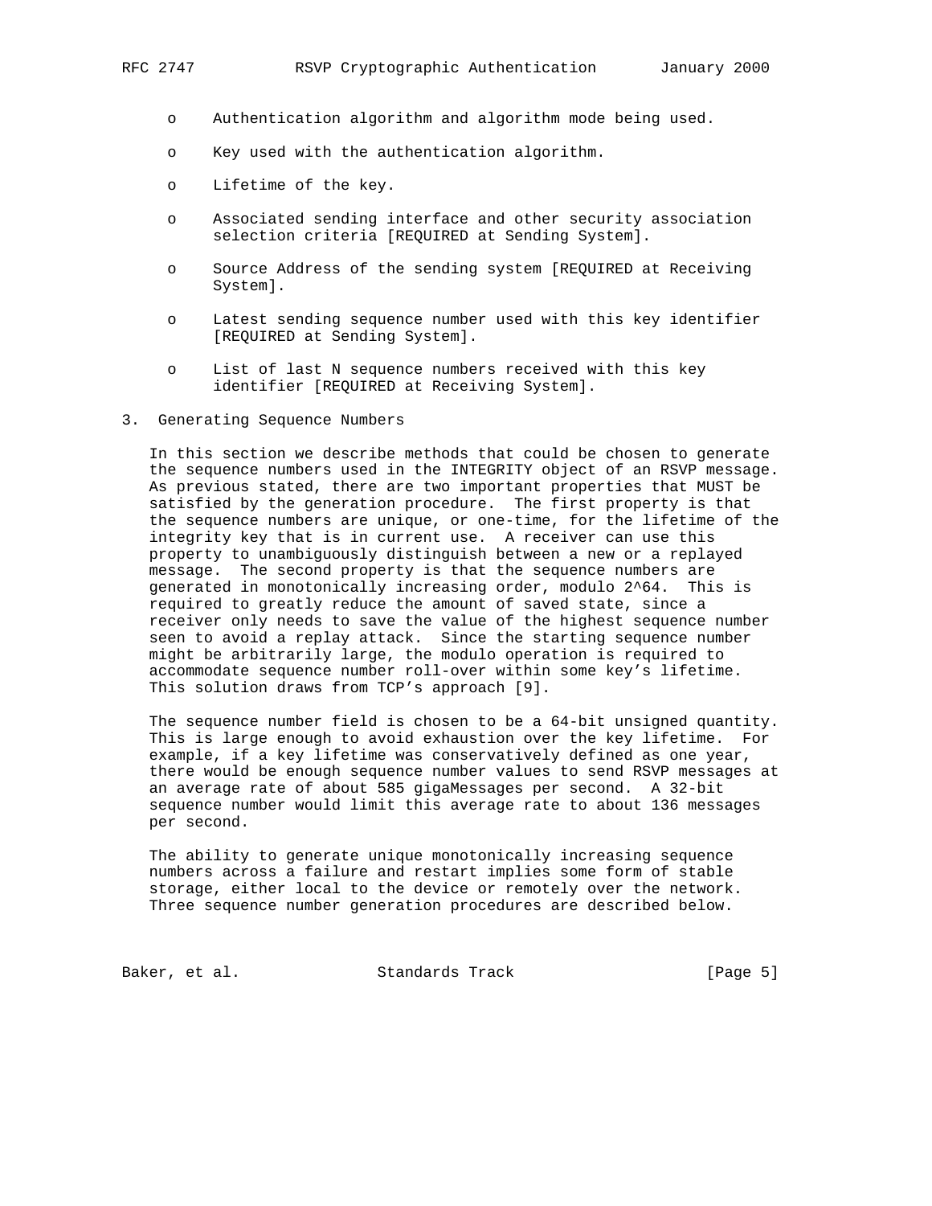- Authentication algorithm and algorithm mode being used.
- Key used with the authentication algorithm.
- Lifetime of the key.
- Associated sending interface and other security association selection criteria [REQUIRED at Sending System].
- Source Address of the sending system [REQUIRED at Receiving System].
- Latest sending sequence number used with this key identifier [REQUIRED at Sending System].
- List of last N sequence numbers received with this key identifier [REQUIRED at Receiving System].

## 3. Generating Sequence Numbers

In this section we describe methods that could be chosen to generate the sequence numbers used in the INTEGRITY object of an RSVP message. As previous stated, there are two important properties that MUST be satisfied by the generation procedure. The first property is that the sequence numbers are unique, or one-time, for the lifetime of the integrity key that is in current use. A receiver can use this property to unambiguously distinguish between a new or a replayed message. The second property is that the sequence numbers are generated in monotonically increasing order, modulo $2^{64}$. This is required to greatly reduce the amount of saved state, since a receiver only needs to save the value of the highest sequence number seen to avoid a replay attack. Since the starting sequence number might be arbitrarily large, the modulo operation is required to accommodate sequence number roll-over within some key's lifetime. This solution draws from TCP's approach [9].

The sequence number field is chosen to be a 64-bit unsigned quantity. This is large enough to avoid exhaustion over the key lifetime. For example, if a key lifetime was conservatively defined as one year, there would be enough sequence number values to send RSVP messages at an average rate of about 585 gigaMessages per second. A 32-bit sequence number would limit this average rate to about 136 messages per second.

The ability to generate unique monotonically increasing sequence numbers across a failure and restart implies some form of stable storage, either local to the device or remotely over the network. Three sequence number generation procedures are described below.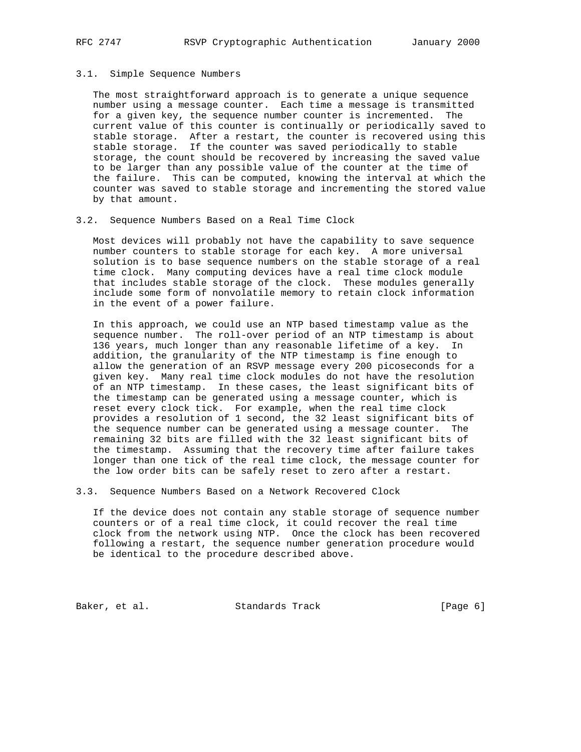### 3.1. Simple Sequence Numbers

The most straightforward approach is to generate a unique sequence number using a message counter. Each time a message is transmitted for a given key, the sequence number counter is incremented. The current value of this counter is continually or periodically saved to stable storage. After a restart, the counter is recovered using this stable storage. If the counter was saved periodically to stable storage, the count should be recovered by increasing the saved value to be larger than any possible value of the counter at the time of the failure. This can be computed, knowing the interval at which the counter was saved to stable storage and incrementing the stored value by that amount.

### 3.2. Sequence Numbers Based on a Real Time Clock

Most devices will probably not have the capability to save sequence number counters to stable storage for each key. A more universal solution is to base sequence numbers on the stable storage of a real time clock. Many computing devices have a real time clock module that includes stable storage of the clock. These modules generally include some form of nonvolatile memory to retain clock information in the event of a power failure.

In this approach, we could use an NTP based timestamp value as the sequence number. The roll-over period of an NTP timestamp is about 136 years, much longer than any reasonable lifetime of a key. In addition, the granularity of the NTP timestamp is fine enough to allow the generation of an RSVP message every 200 picoseconds for a given key. Many real time clock modules do not have the resolution of an NTP timestamp. In these cases, the least significant bits of the timestamp can be generated using a message counter, which is reset every clock tick. For example, when the real time clock provides a resolution of 1 second, the 32 least significant bits of the sequence number can be generated using a message counter. The remaining 32 bits are filled with the 32 least significant bits of the timestamp. Assuming that the recovery time after failure takes longer than one tick of the real time clock, the message counter for the low order bits can be safely reset to zero after a restart.

### 3.3. Sequence Numbers Based on a Network Recovered Clock

If the device does not contain any stable storage of sequence number counters or of a real time clock, it could recover the real time clock from the network using NTP. Once the clock has been recovered following a restart, the sequence number generation procedure would be identical to the procedure described above.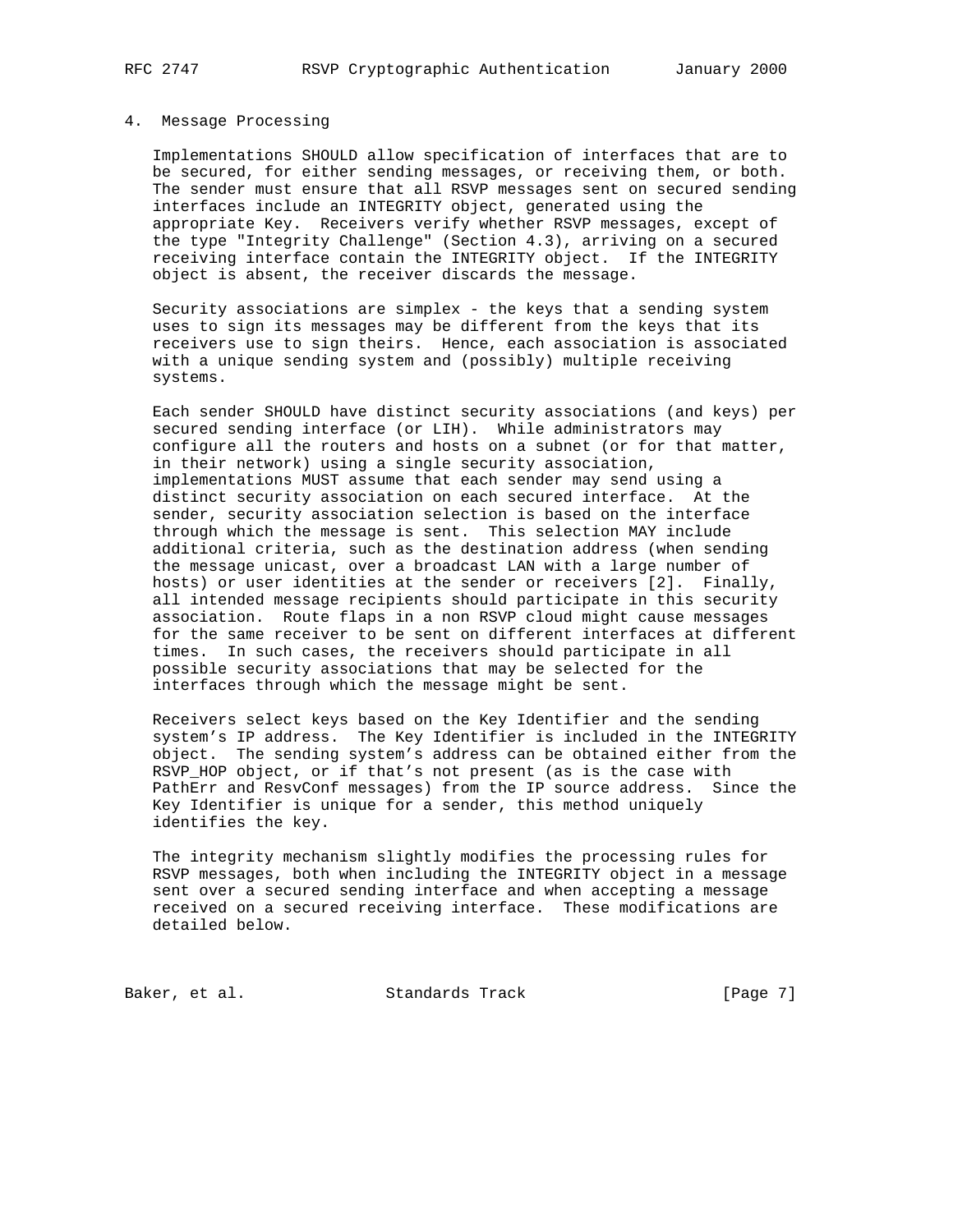## 4. Message Processing

Implementations SHOULD allow specification of interfaces that are to be secured, for either sending messages, or receiving them, or both. The sender must ensure that all RSVP messages sent on secured sending interfaces include an INTEGRITY object, generated using the appropriate Key. Receivers verify whether RSVP messages, except of the type "Integrity Challenge" (Section 4.3), arriving on a secured receiving interface contain the INTEGRITY object. If the INTEGRITY object is absent, the receiver discards the message.

Security associations are simplex - the keys that a sending system uses to sign its messages may be different from the keys that its receivers use to sign theirs. Hence, each association is associated with a unique sending system and (possibly) multiple receiving systems.

Each sender SHOULD have distinct security associations (and keys) per secured sending interface (or LIH). While administrators may configure all the routers and hosts on a subnet (or for that matter, in their network) using a single security association, implementations MUST assume that each sender may send using a distinct security association on each secured interface. At the sender, security association selection is based on the interface through which the message is sent. This selection MAY include additional criteria, such as the destination address (when sending the message unicast, over a broadcast LAN with a large number of hosts) or user identities at the sender or receivers [2]. Finally, all intended message recipients should participate in this security association. Route flaps in a non RSVP cloud might cause messages for the same receiver to be sent on different interfaces at different times. In such cases, the receivers should participate in all possible security associations that may be selected for the interfaces through which the message might be sent.

Receivers select keys based on the Key Identifier and the sending system's IP address. The Key Identifier is included in the INTEGRITY object. The sending system's address can be obtained either from the RSVP_HOP object, or if that's not present (as is the case with PathErr and ResvConf messages) from the IP source address. Since the Key Identifier is unique for a sender, this method uniquely identifies the key.

The integrity mechanism slightly modifies the processing rules for RSVP messages, both when including the INTEGRITY object in a message sent over a secured sending interface and when accepting a message received on a secured receiving interface. These modifications are detailed below.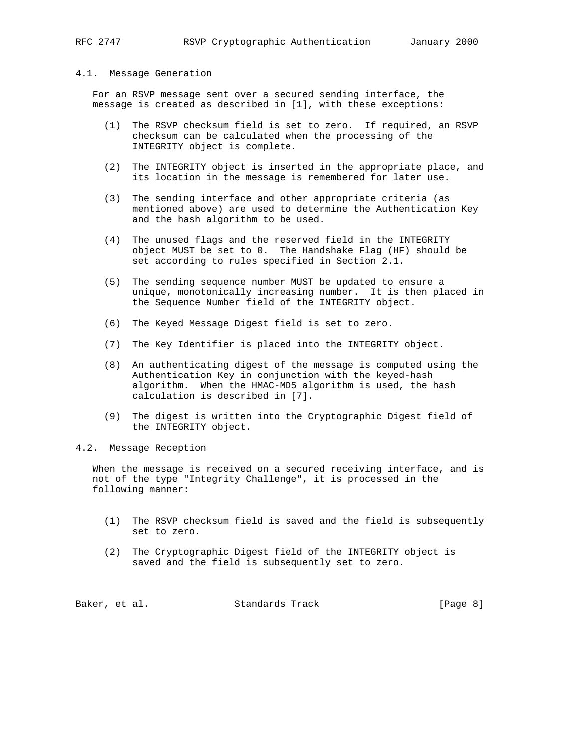### 4.1. Message Generation

For an RSVP message sent over a secured sending interface, the message is created as described in [1], with these exceptions:

(1) The RSVP checksum field is set to zero. If required, an RSVP checksum can be calculated when the processing of the INTEGRITY object is complete.

(2) The INTEGRITY object is inserted in the appropriate place, and its location in the message is remembered for later use.

(3) The sending interface and other appropriate criteria (as mentioned above) are used to determine the Authentication Key and the hash algorithm to be used.

(4) The unused flags and the reserved field in the INTEGRITY object MUST be set to 0. The Handshake Flag (HF) should be set according to rules specified in Section 2.1.

(5) The sending sequence number MUST be updated to ensure a unique, monotonically increasing number. It is then placed in the Sequence Number field of the INTEGRITY object.

(6) The Keyed Message Digest field is set to zero.

(7) The Key Identifier is placed into the INTEGRITY object.

(8) An authenticating digest of the message is computed using the Authentication Key in conjunction with the keyed-hash algorithm. When the HMAC-MD5 algorithm is used, the hash calculation is described in [7].

(9) The digest is written into the Cryptographic Digest field of the INTEGRITY object.

### 4.2. Message Reception

When the message is received on a secured receiving interface, and is not of the type "Integrity Challenge", it is processed in the following manner:

(1) The RSVP checksum field is saved and the field is subsequently set to zero.

(2) The Cryptographic Digest field of the INTEGRITY object is saved and the field is subsequently set to zero.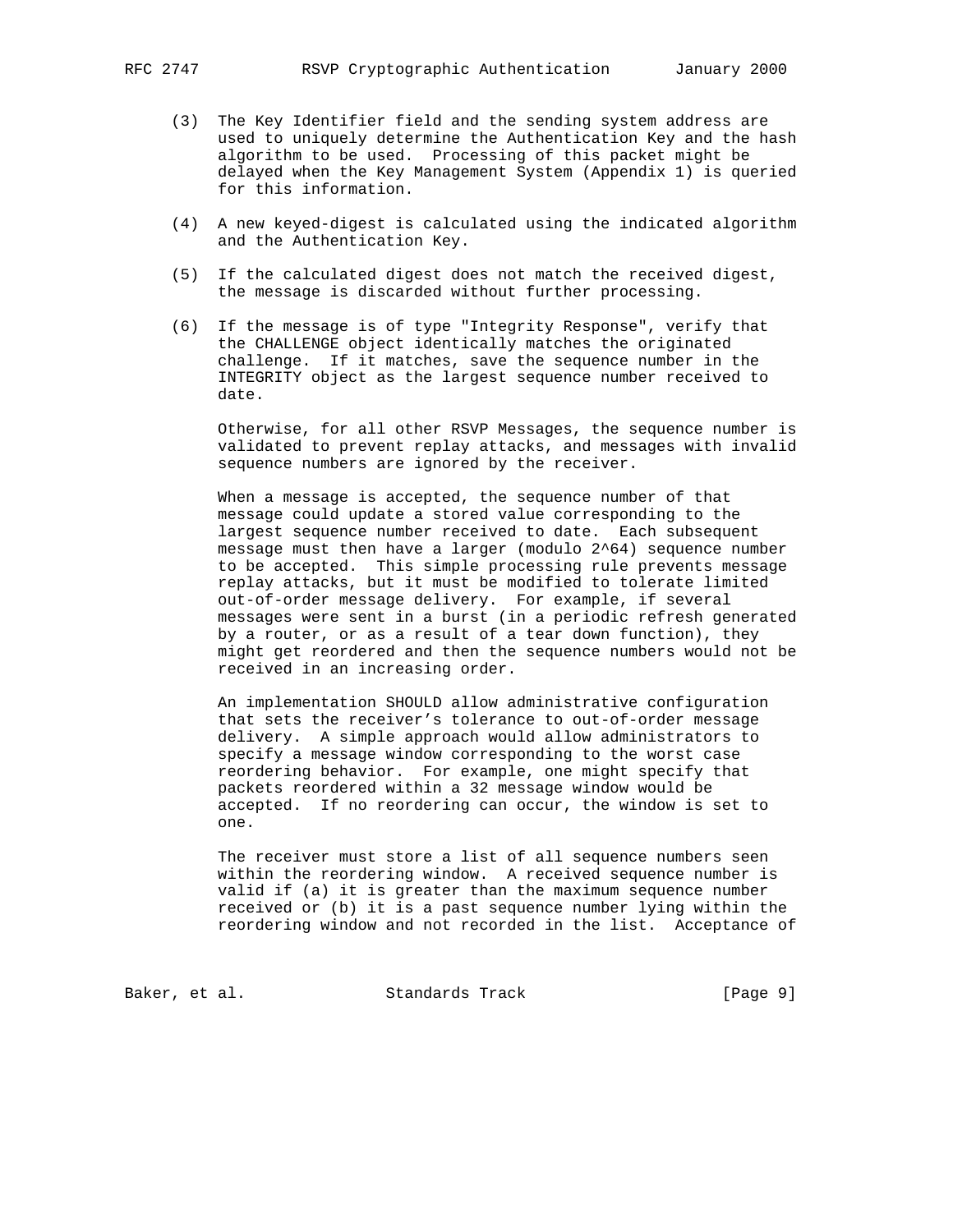(3) The Key Identifier field and the sending system address are used to uniquely determine the Authentication Key and the hash algorithm to be used. Processing of this packet might be delayed when the Key Management System (Appendix 1) is queried for this information.

(4) A new keyed-digest is calculated using the indicated algorithm and the Authentication Key.

(5) If the calculated digest does not match the received digest, the message is discarded without further processing.

(6) If the message is of type "Integrity Response", verify that the CHALLENGE object identically matches the originated challenge. If it matches, save the sequence number in the INTEGRITY object as the largest sequence number received to date.

Otherwise, for all other RSVP Messages, the sequence number is validated to prevent replay attacks, and messages with invalid sequence numbers are ignored by the receiver.

When a message is accepted, the sequence number of that message could update a stored value corresponding to the largest sequence number received to date. Each subsequent message must then have a larger (modulo $2^{64}$) sequence number to be accepted. This simple processing rule prevents message replay attacks, but it must be modified to tolerate limited out-of-order message delivery. For example, if several messages were sent in a burst (in a periodic refresh generated by a router, or as a result of a tear down function), they might get reordered and then the sequence numbers would not be received in an increasing order.

An implementation SHOULD allow administrative configuration that sets the receiver's tolerance to out-of-order message delivery. A simple approach would allow administrators to specify a message window corresponding to the worst case reordering behavior. For example, one might specify that packets reordered within a 32 message window would be accepted. If no reordering can occur, the window is set to one.

The receiver must store a list of all sequence numbers seen within the reordering window. A received sequence number is valid if (a) it is greater than the maximum sequence number received or (b) it is a past sequence number lying within the reordering window and not recorded in the list. Acceptance of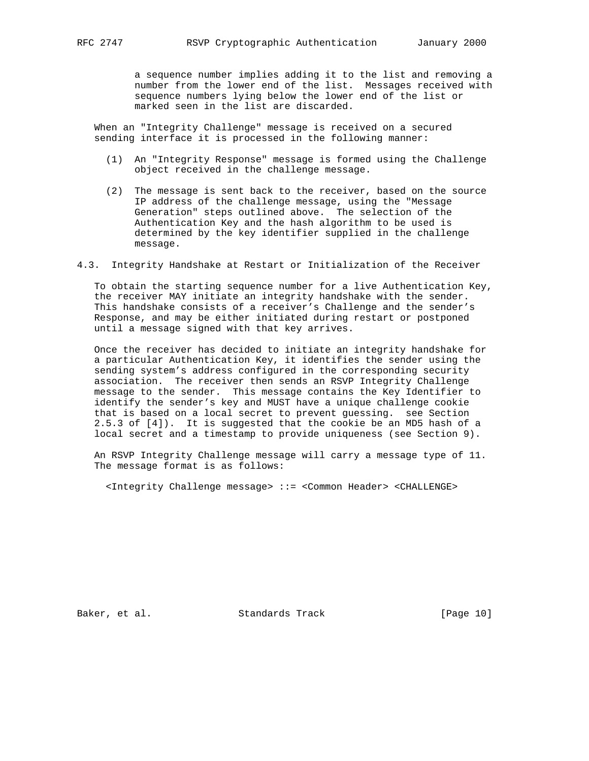a sequence number implies adding it to the list and removing a number from the lower end of the list. Messages received with sequence numbers lying below the lower end of the list or marked seen in the list are discarded.

When an "Integrity Challenge" message is received on a secured sending interface it is processed in the following manner:

(1) An "Integrity Response" message is formed using the Challenge object received in the challenge message.

(2) The message is sent back to the receiver, based on the source IP address of the challenge message, using the "Message Generation" steps outlined above. The selection of the Authentication Key and the hash algorithm to be used is determined by the key identifier supplied in the challenge message.

## 4.3. Integrity Handshake at Restart or Initialization of the Receiver

To obtain the starting sequence number for a live Authentication Key, the receiver MAY initiate an integrity handshake with the sender. This handshake consists of a receiver's Challenge and the sender's Response, and may be either initiated during restart or postponed until a message signed with that key arrives.

Once the receiver has decided to initiate an integrity handshake for a particular Authentication Key, it identifies the sender using the sending system's address configured in the corresponding security association. The receiver then sends an RSVP Integrity Challenge message to the sender. This message contains the Key Identifier to identify the sender's key and MUST have a unique challenge cookie that is based on a local secret to prevent guessing. see Section 2.5.3 of [4]). It is suggested that the cookie be an MD5 hash of a local secret and a timestamp to provide uniqueness (see Section 9).

An RSVP Integrity Challenge message will carry a message type of 11. The message format is as follows:

```
<Integrity Challenge message> ::= <Common Header> <CHALLENGE>
```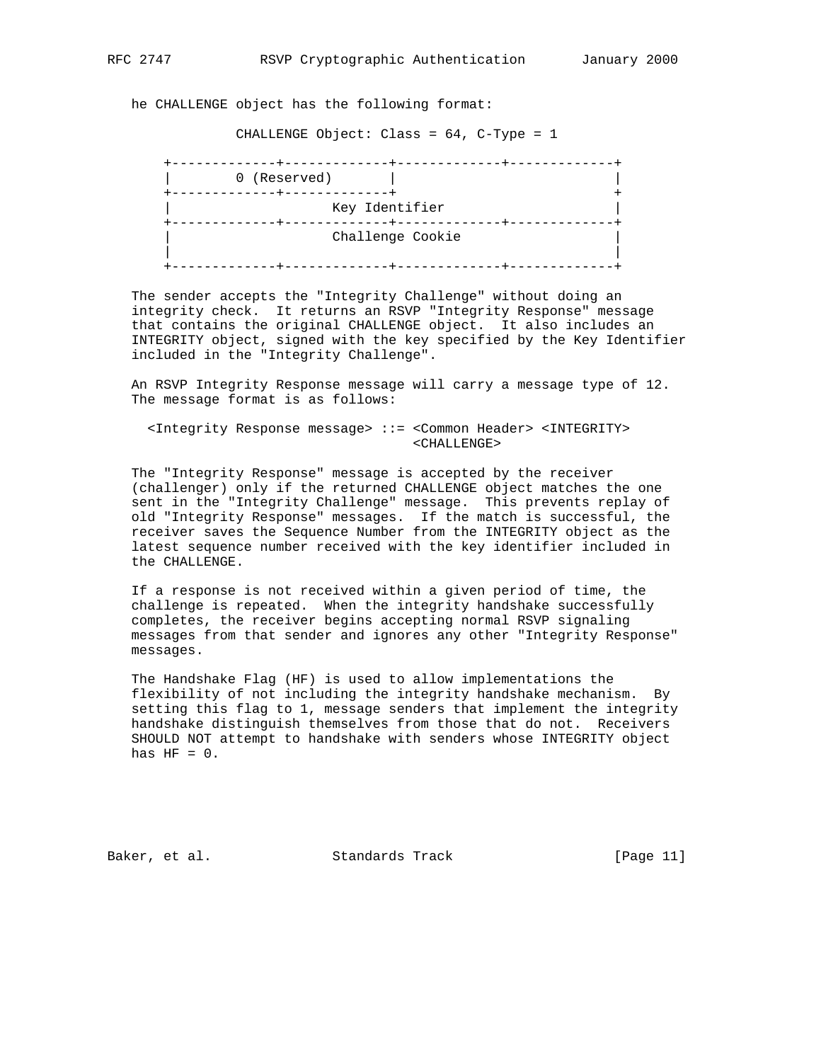he CHALLENGE object has the following format:

```
           CHALLENGE Object: Class = 64, C-Type = 1

   +-------------+-------------+-------------+-------------+
   |        0 (Reserved)       |                           |
   +-------------+-------------+                           +
   |                     Key Identifier                    |
   +-------------+-------------+-------------+-------------+
   |                     Challenge Cookie                  |
   |                                                       |
   +-------------+-------------+-------------+-------------+
```

The sender accepts the "Integrity Challenge" without doing an integrity check. It returns an RSVP "Integrity Response" message that contains the original CHALLENGE object. It also includes an INTEGRITY object, signed with the key specified by the Key Identifier included in the "Integrity Challenge".

An RSVP Integrity Response message will carry a message type of 12. The message format is as follows:

```
  <Integrity Response message> ::= <Common Header> <INTEGRITY>
                                   <CHALLENGE>
```

The "Integrity Response" message is accepted by the receiver (challenger) only if the returned CHALLENGE object matches the one sent in the "Integrity Challenge" message. This prevents replay of old "Integrity Response" messages. If the match is successful, the receiver saves the Sequence Number from the INTEGRITY object as the latest sequence number received with the key identifier included in the CHALLENGE.

If a response is not received within a given period of time, the challenge is repeated. When the integrity handshake successfully completes, the receiver begins accepting normal RSVP signaling messages from that sender and ignores any other "Integrity Response" messages.

The Handshake Flag (HF) is used to allow implementations the flexibility of not including the integrity handshake mechanism. By setting this flag to 1, message senders that implement the integrity handshake distinguish themselves from those that do not. Receivers SHOULD NOT attempt to handshake with senders whose INTEGRITY object has HF = 0.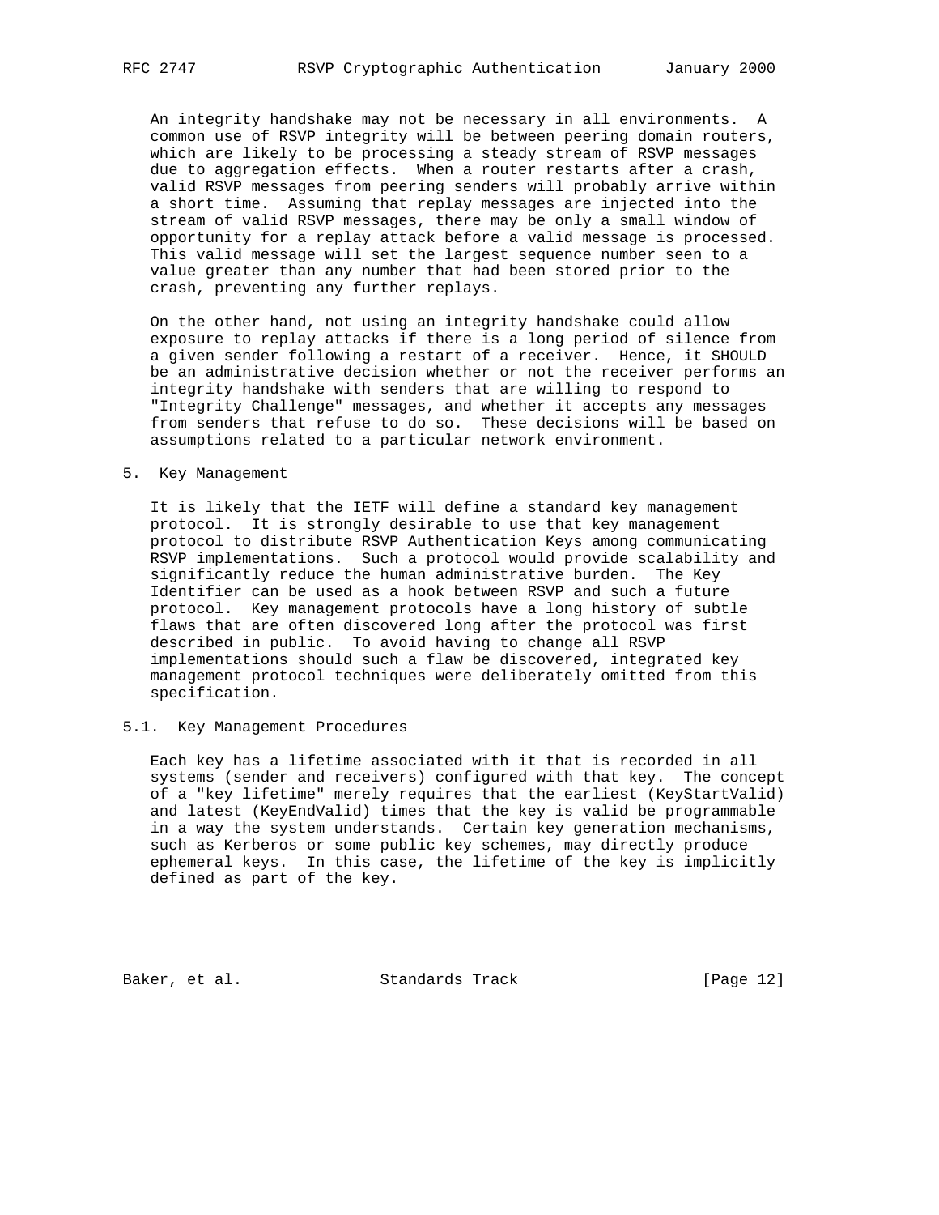An integrity handshake may not be necessary in all environments. A common use of RSVP integrity will be between peering domain routers, which are likely to be processing a steady stream of RSVP messages due to aggregation effects. When a router restarts after a crash, valid RSVP messages from peering senders will probably arrive within a short time. Assuming that replay messages are injected into the stream of valid RSVP messages, there may be only a small window of opportunity for a replay attack before a valid message is processed. This valid message will set the largest sequence number seen to a value greater than any number that had been stored prior to the crash, preventing any further replays.

On the other hand, not using an integrity handshake could allow exposure to replay attacks if there is a long period of silence from a given sender following a restart of a receiver. Hence, it SHOULD be an administrative decision whether or not the receiver performs an integrity handshake with senders that are willing to respond to "Integrity Challenge" messages, and whether it accepts any messages from senders that refuse to do so. These decisions will be based on assumptions related to a particular network environment.

## 5. Key Management

It is likely that the IETF will define a standard key management protocol. It is strongly desirable to use that key management protocol to distribute RSVP Authentication Keys among communicating RSVP implementations. Such a protocol would provide scalability and significantly reduce the human administrative burden. The Key Identifier can be used as a hook between RSVP and such a future protocol. Key management protocols have a long history of subtle flaws that are often discovered long after the protocol was first described in public. To avoid having to change all RSVP implementations should such a flaw be discovered, integrated key management protocol techniques were deliberately omitted from this specification.

### 5.1. Key Management Procedures

Each key has a lifetime associated with it that is recorded in all systems (sender and receivers) configured with that key. The concept of a "key lifetime" merely requires that the earliest (KeyStartValid) and latest (KeyEndValid) times that the key is valid be programmable in a way the system understands. Certain key generation mechanisms, such as Kerberos or some public key schemes, may directly produce ephemeral keys. In this case, the lifetime of the key is implicitly defined as part of the key.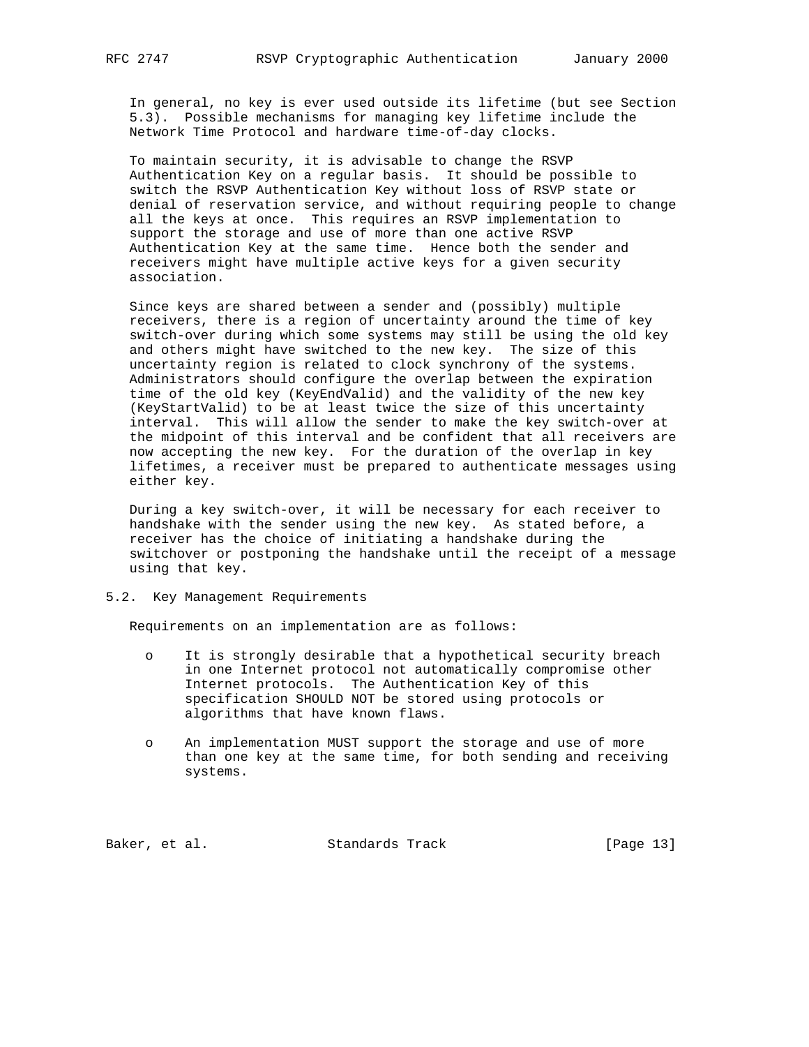In general, no key is ever used outside its lifetime (but see Section 5.3). Possible mechanisms for managing key lifetime include the Network Time Protocol and hardware time-of-day clocks.

To maintain security, it is advisable to change the RSVP Authentication Key on a regular basis. It should be possible to switch the RSVP Authentication Key without loss of RSVP state or denial of reservation service, and without requiring people to change all the keys at once. This requires an RSVP implementation to support the storage and use of more than one active RSVP Authentication Key at the same time. Hence both the sender and receivers might have multiple active keys for a given security association.

Since keys are shared between a sender and (possibly) multiple receivers, there is a region of uncertainty around the time of key switch-over during which some systems may still be using the old key and others might have switched to the new key. The size of this uncertainty region is related to clock synchrony of the systems. Administrators should configure the overlap between the expiration time of the old key (KeyEndValid) and the validity of the new key (KeyStartValid) to be at least twice the size of this uncertainty interval. This will allow the sender to make the key switch-over at the midpoint of this interval and be confident that all receivers are now accepting the new key. For the duration of the overlap in key lifetimes, a receiver must be prepared to authenticate messages using either key.

During a key switch-over, it will be necessary for each receiver to handshake with the sender using the new key. As stated before, a receiver has the choice of initiating a handshake during the switchover or postponing the handshake until the receipt of a message using that key.

## 5.2. Key Management Requirements

Requirements on an implementation are as follows:

- It is strongly desirable that a hypothetical security breach in one Internet protocol not automatically compromise other Internet protocols. The Authentication Key of this specification SHOULD NOT be stored using protocols or algorithms that have known flaws.

- An implementation MUST support the storage and use of more than one key at the same time, for both sending and receiving systems.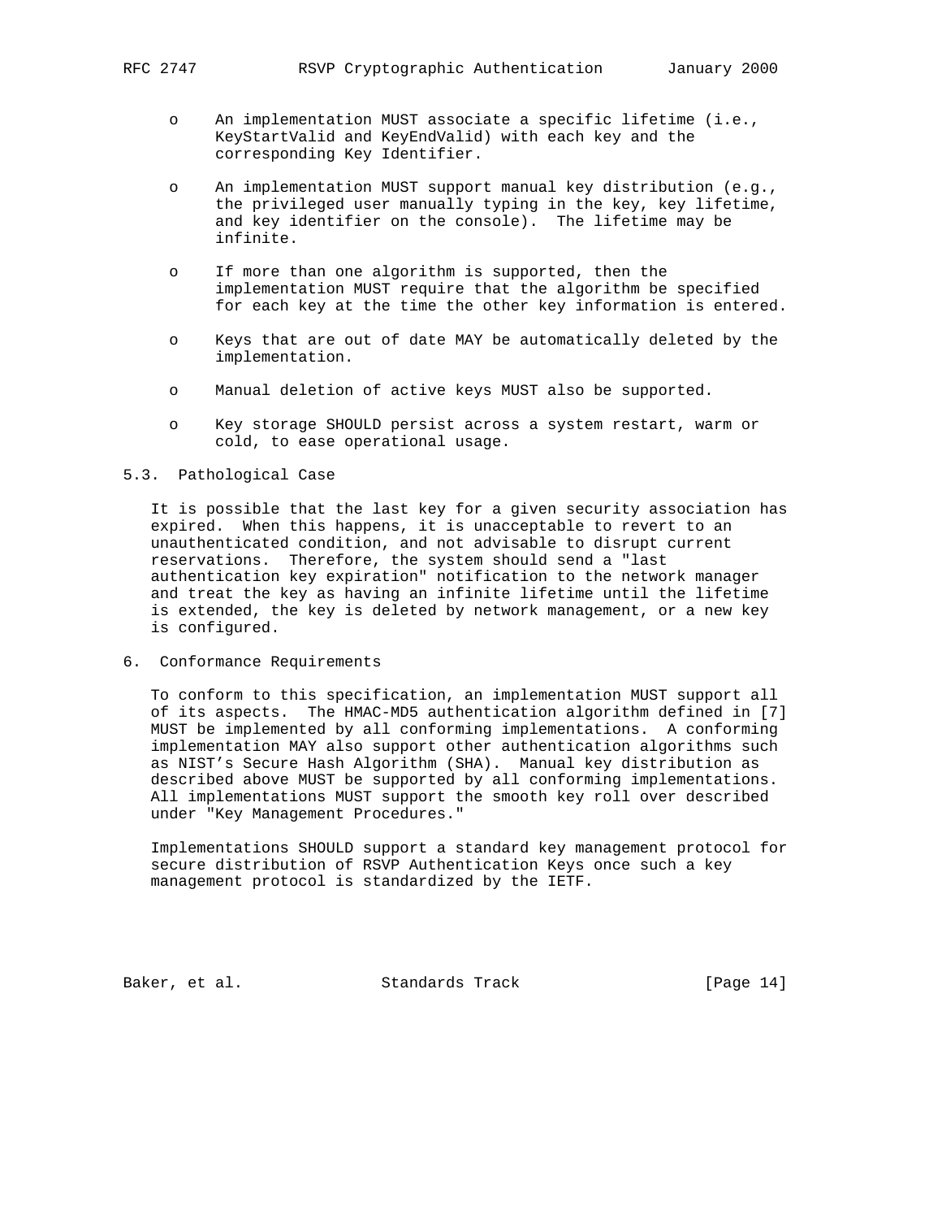- An implementation MUST associate a specific lifetime (i.e., KeyStartValid and KeyEndValid) with each key and the corresponding Key Identifier.

- An implementation MUST support manual key distribution (e.g., the privileged user manually typing in the key, key lifetime, and key identifier on the console). The lifetime may be infinite.

- If more than one algorithm is supported, then the implementation MUST require that the algorithm be specified for each key at the time the other key information is entered.

- Keys that are out of date MAY be automatically deleted by the implementation.

- Manual deletion of active keys MUST also be supported.

- Key storage SHOULD persist across a system restart, warm or cold, to ease operational usage.

## 5.3. Pathological Case

It is possible that the last key for a given security association has expired. When this happens, it is unacceptable to revert to an unauthenticated condition, and not advisable to disrupt current reservations. Therefore, the system should send a "last authentication key expiration" notification to the network manager and treat the key as having an infinite lifetime until the lifetime is extended, the key is deleted by network management, or a new key is configured.

# 6. Conformance Requirements

To conform to this specification, an implementation MUST support all of its aspects. The HMAC-MD5 authentication algorithm defined in [7] MUST be implemented by all conforming implementations. A conforming implementation MAY also support other authentication algorithms such as NIST's Secure Hash Algorithm (SHA). Manual key distribution as described above MUST be supported by all conforming implementations. All implementations MUST support the smooth key roll over described under "Key Management Procedures."

Implementations SHOULD support a standard key management protocol for secure distribution of RSVP Authentication Keys once such a key management protocol is standardized by the IETF.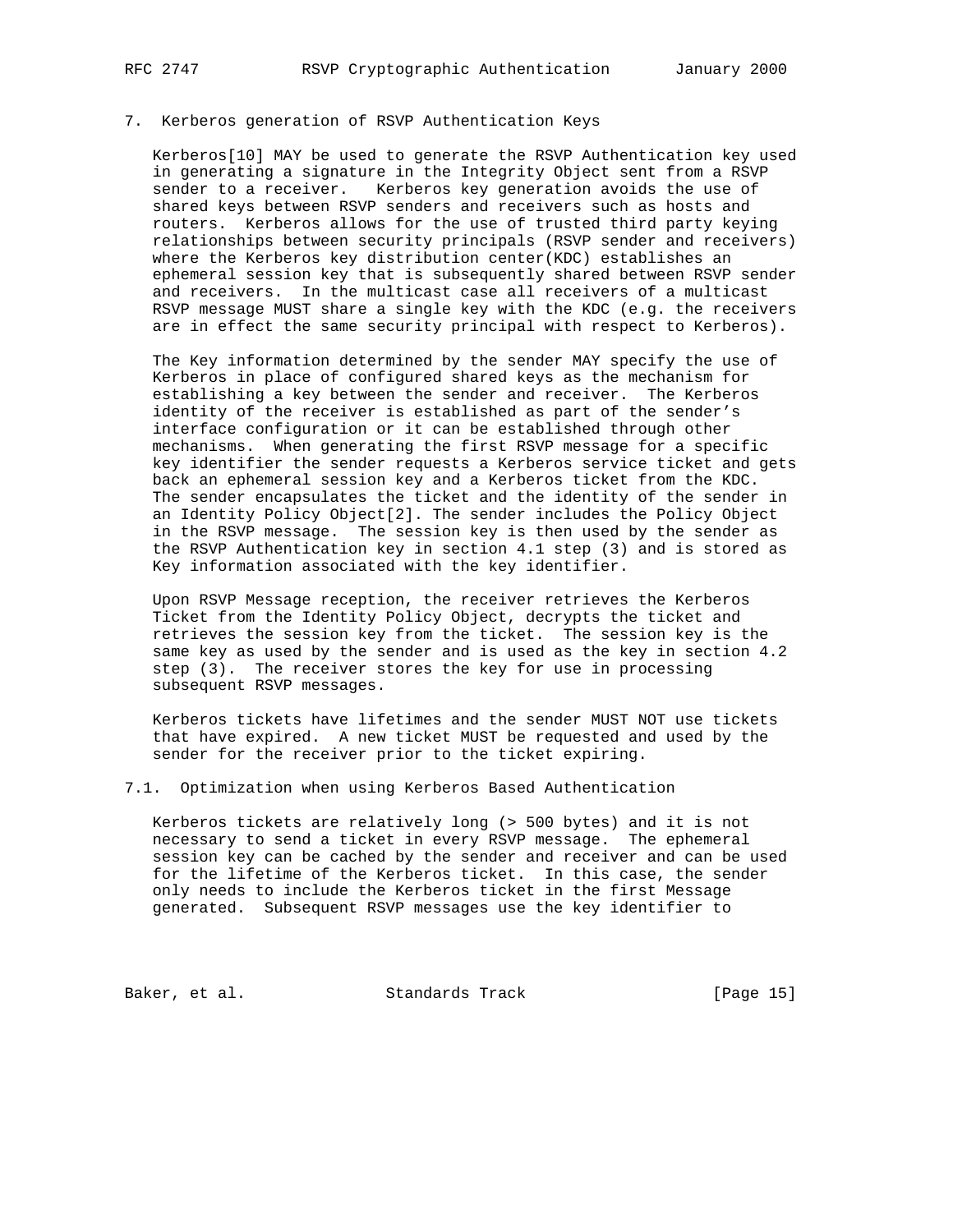## 7. Kerberos generation of RSVP Authentication Keys

Kerberos[10] MAY be used to generate the RSVP Authentication key used in generating a signature in the Integrity Object sent from a RSVP sender to a receiver. Kerberos key generation avoids the use of shared keys between RSVP senders and receivers such as hosts and routers. Kerberos allows for the use of trusted third party keying relationships between security principals (RSVP sender and receivers) where the Kerberos key distribution center(KDC) establishes an ephemeral session key that is subsequently shared between RSVP sender and receivers. In the multicast case all receivers of a multicast RSVP message MUST share a single key with the KDC (e.g. the receivers are in effect the same security principal with respect to Kerberos).

The Key information determined by the sender MAY specify the use of Kerberos in place of configured shared keys as the mechanism for establishing a key between the sender and receiver. The Kerberos identity of the receiver is established as part of the sender's interface configuration or it can be established through other mechanisms. When generating the first RSVP message for a specific key identifier the sender requests a Kerberos service ticket and gets back an ephemeral session key and a Kerberos ticket from the KDC. The sender encapsulates the ticket and the identity of the sender in an Identity Policy Object[2]. The sender includes the Policy Object in the RSVP message. The session key is then used by the sender as the RSVP Authentication key in section 4.1 step (3) and is stored as Key information associated with the key identifier.

Upon RSVP Message reception, the receiver retrieves the Kerberos Ticket from the Identity Policy Object, decrypts the ticket and retrieves the session key from the ticket. The session key is the same key as used by the sender and is used as the key in section 4.2 step (3). The receiver stores the key for use in processing subsequent RSVP messages.

Kerberos tickets have lifetimes and the sender MUST NOT use tickets that have expired. A new ticket MUST be requested and used by the sender for the receiver prior to the ticket expiring.

### 7.1. Optimization when using Kerberos Based Authentication

Kerberos tickets are relatively long (> 500 bytes) and it is not necessary to send a ticket in every RSVP message. The ephemeral session key can be cached by the sender and receiver and can be used for the lifetime of the Kerberos ticket. In this case, the sender only needs to include the Kerberos ticket in the first Message generated. Subsequent RSVP messages use the key identifier to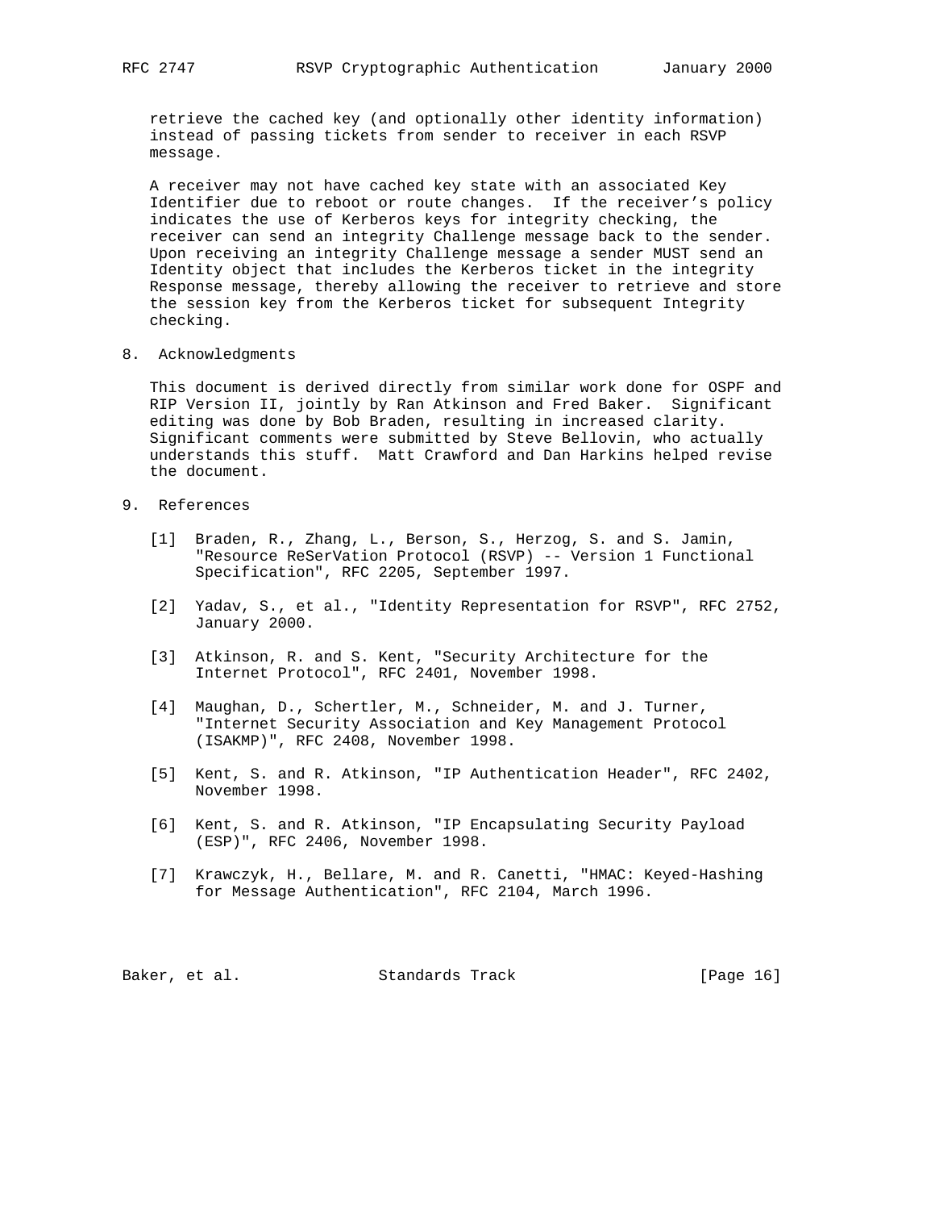retrieve the cached key (and optionally other identity information) instead of passing tickets from sender to receiver in each RSVP message.

A receiver may not have cached key state with an associated Key Identifier due to reboot or route changes. If the receiver's policy indicates the use of Kerberos keys for integrity checking, the receiver can send an integrity Challenge message back to the sender. Upon receiving an integrity Challenge message a sender MUST send an Identity object that includes the Kerberos ticket in the integrity Response message, thereby allowing the receiver to retrieve and store the session key from the Kerberos ticket for subsequent Integrity checking.

## 8. Acknowledgments

This document is derived directly from similar work done for OSPF and RIP Version II, jointly by Ran Atkinson and Fred Baker. Significant editing was done by Bob Braden, resulting in increased clarity. Significant comments were submitted by Steve Bellovin, who actually understands this stuff. Matt Crawford and Dan Harkins helped revise the document.

## 9. References

[1] Braden, R., Zhang, L., Berson, S., Herzog, S. and S. Jamin, "Resource ReSerVation Protocol (RSVP) -- Version 1 Functional Specification", RFC 2205, September 1997.

[2] Yadav, S., et al., "Identity Representation for RSVP", RFC 2752, January 2000.

[3] Atkinson, R. and S. Kent, "Security Architecture for the Internet Protocol", RFC 2401, November 1998.

[4] Maughan, D., Schertler, M., Schneider, M. and J. Turner, "Internet Security Association and Key Management Protocol (ISAKMP)", RFC 2408, November 1998.

[5] Kent, S. and R. Atkinson, "IP Authentication Header", RFC 2402, November 1998.

[6] Kent, S. and R. Atkinson, "IP Encapsulating Security Payload (ESP)", RFC 2406, November 1998.

[7] Krawczyk, H., Bellare, M. and R. Canetti, "HMAC: Keyed-Hashing for Message Authentication", RFC 2104, March 1996.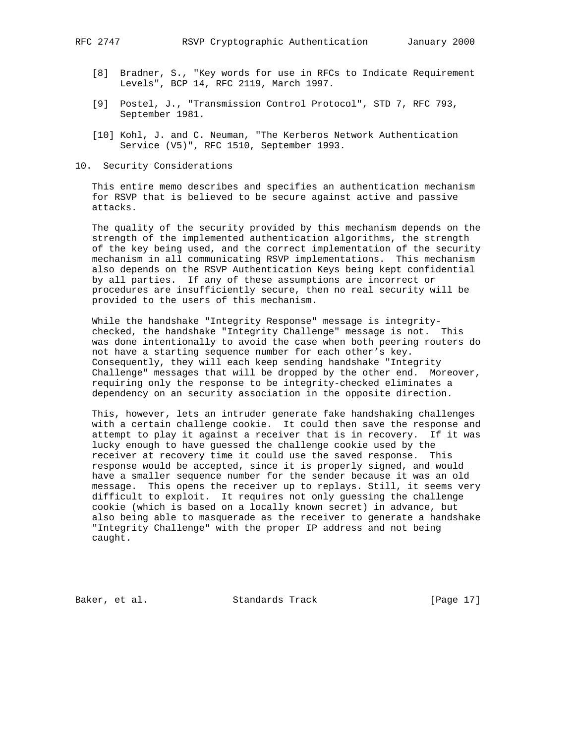[8] Bradner, S., "Key words for use in RFCs to Indicate Requirement Levels", BCP 14, RFC 2119, March 1997.

[9] Postel, J., "Transmission Control Protocol", STD 7, RFC 793, September 1981.

[10] Kohl, J. and C. Neuman, "The Kerberos Network Authentication Service (V5)", RFC 1510, September 1993.

## 10. Security Considerations

This entire memo describes and specifies an authentication mechanism for RSVP that is believed to be secure against active and passive attacks.

The quality of the security provided by this mechanism depends on the strength of the implemented authentication algorithms, the strength of the key being used, and the correct implementation of the security mechanism in all communicating RSVP implementations. This mechanism also depends on the RSVP Authentication Keys being kept confidential by all parties. If any of these assumptions are incorrect or procedures are insufficiently secure, then no real security will be provided to the users of this mechanism.

While the handshake "Integrity Response" message is integrity-checked, the handshake "Integrity Challenge" message is not. This was done intentionally to avoid the case when both peering routers do not have a starting sequence number for each other's key. Consequently, they will each keep sending handshake "Integrity Challenge" messages that will be dropped by the other end. Moreover, requiring only the response to be integrity-checked eliminates a dependency on an security association in the opposite direction.

This, however, lets an intruder generate fake handshaking challenges with a certain challenge cookie. It could then save the response and attempt to play it against a receiver that is in recovery. If it was lucky enough to have guessed the challenge cookie used by the receiver at recovery time it could use the saved response. This response would be accepted, since it is properly signed, and would have a smaller sequence number for the sender because it was an old message. This opens the receiver up to replays. Still, it seems very difficult to exploit. It requires not only guessing the challenge cookie (which is based on a locally known secret) in advance, but also being able to masquerade as the receiver to generate a handshake "Integrity Challenge" with the proper IP address and not being caught.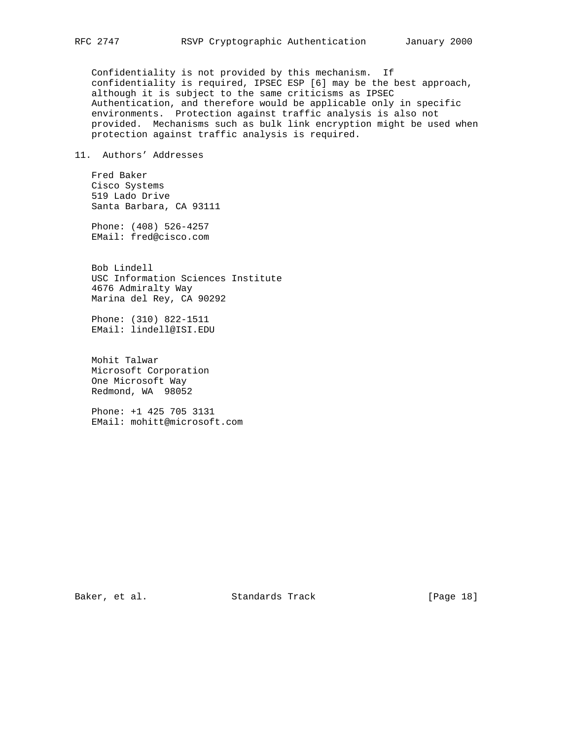Confidentiality is not provided by this mechanism. If confidentiality is required, IPSEC ESP [6] may be the best approach, although it is subject to the same criticisms as IPSEC Authentication, and therefore would be applicable only in specific environments. Protection against traffic analysis is also not provided. Mechanisms such as bulk link encryption might be used when protection against traffic analysis is required.

## 11. Authors' Addresses

Fred Baker
Cisco Systems
519 Lado Drive
Santa Barbara, CA 93111

Phone: (408) 526-4257
EMail: fred@cisco.com

Bob Lindell
USC Information Sciences Institute
4676 Admiralty Way
Marina del Rey, CA 90292

Phone: (310) 822-1511
EMail: lindell@ISI.EDU

Mohit Talwar
Microsoft Corporation
One Microsoft Way
Redmond, WA 98052

Phone: +1 425 705 3131
EMail: mohitt@microsoft.com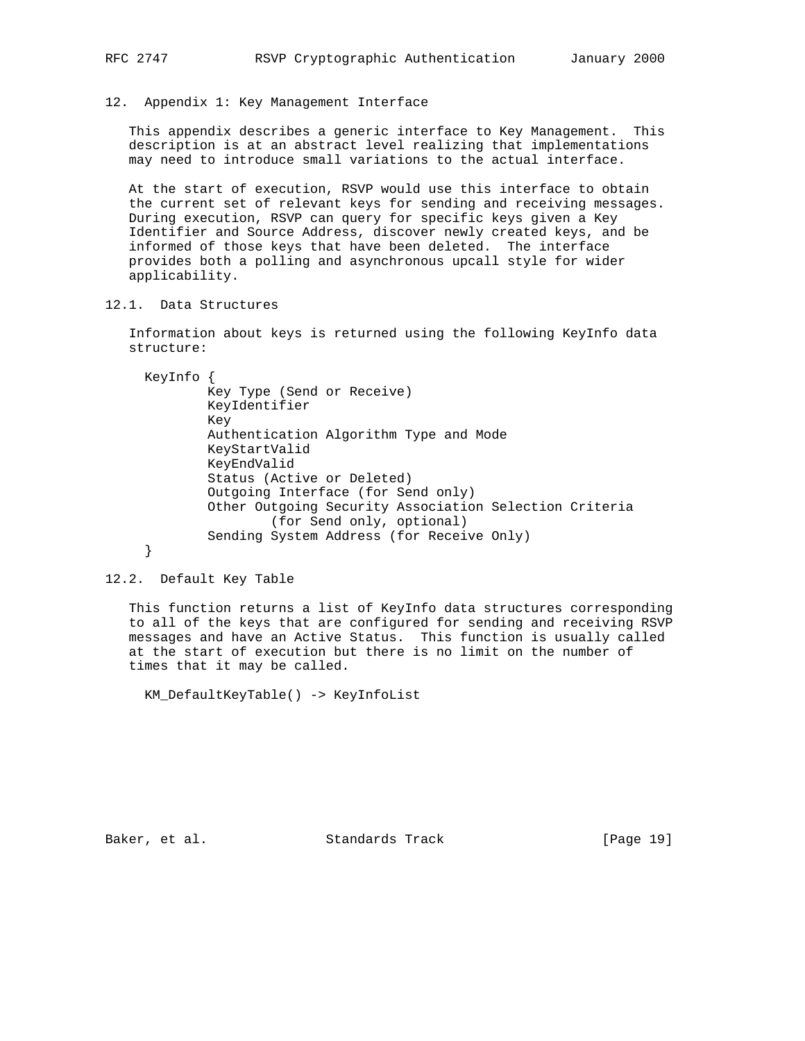# 12. Appendix 1: Key Management Interface

This appendix describes a generic interface to Key Management. This description is at an abstract level realizing that implementations may need to introduce small variations to the actual interface.

At the start of execution, RSVP would use this interface to obtain the current set of relevant keys for sending and receiving messages. During execution, RSVP can query for specific keys given a Key Identifier and Source Address, discover newly created keys, and be informed of those keys that have been deleted. The interface provides both a polling and asynchronous upcall style for wider applicability.

## 12.1. Data Structures

Information about keys is returned using the following KeyInfo data structure:

```
KeyInfo {
        Key Type (Send or Receive)
        KeyIdentifier
        Key
        Authentication Algorithm Type and Mode
        KeyStartValid
        KeyEndValid
        Status (Active or Deleted)
        Outgoing Interface (for Send only)
        Other Outgoing Security Association Selection Criteria
                (for Send only, optional)
        Sending System Address (for Receive Only)
}
```

## 12.2. Default Key Table

This function returns a list of KeyInfo data structures corresponding to all of the keys that are configured for sending and receiving RSVP messages and have an Active Status. This function is usually called at the start of execution but there is no limit on the number of times that it may be called.

```
KM_DefaultKeyTable() -> KeyInfoList
```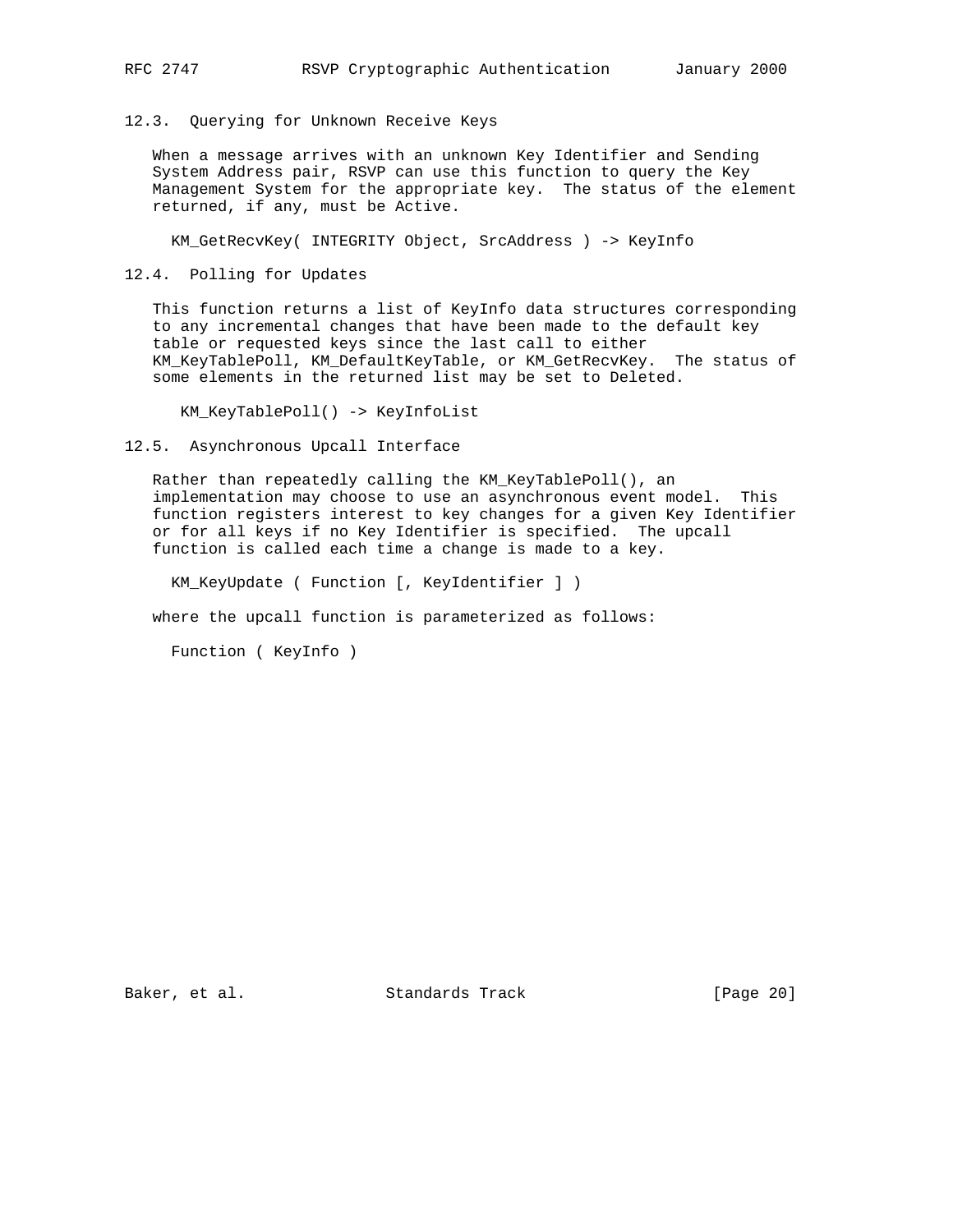### 12.3. Querying for Unknown Receive Keys

When a message arrives with an unknown Key Identifier and Sending System Address pair, RSVP can use this function to query the Key Management System for the appropriate key. The status of the element returned, if any, must be Active.

```
KM_GetRecvKey( INTEGRITY Object, SrcAddress ) -> KeyInfo
```

### 12.4. Polling for Updates

This function returns a list of KeyInfo data structures corresponding to any incremental changes that have been made to the default key table or requested keys since the last call to either KM_KeyTablePoll, KM_DefaultKeyTable, or KM_GetRecvKey. The status of some elements in the returned list may be set to Deleted.

```
KM_KeyTablePoll() -> KeyInfoList
```

### 12.5. Asynchronous Upcall Interface

Rather than repeatedly calling the KM_KeyTablePoll(), an implementation may choose to use an asynchronous event model. This function registers interest to key changes for a given Key Identifier or for all keys if no Key Identifier is specified. The upcall function is called each time a change is made to a key.

```
KM_KeyUpdate ( Function [, KeyIdentifier ] )
```

where the upcall function is parameterized as follows:

```
Function ( KeyInfo )
```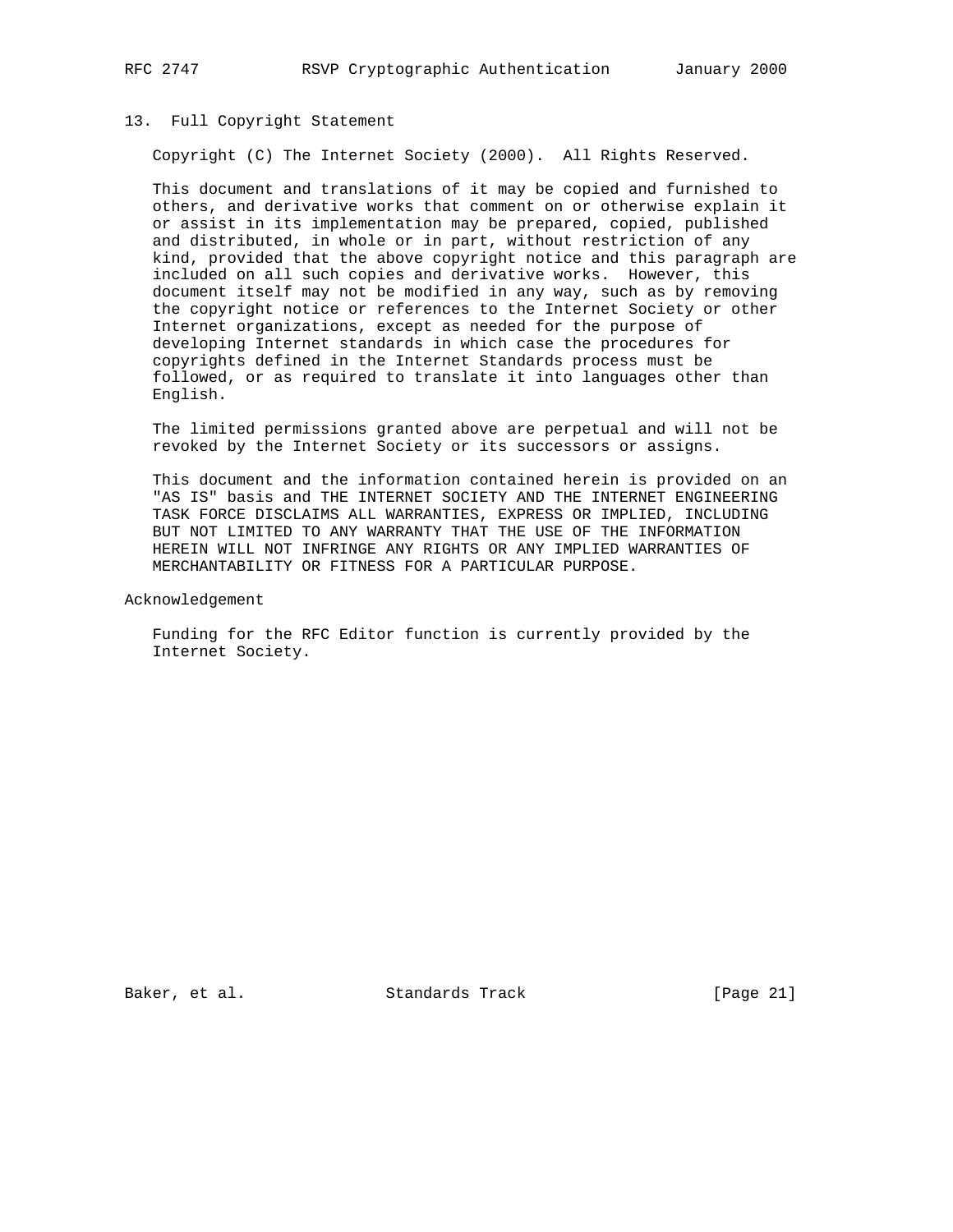## 13. Full Copyright Statement

Copyright (C) The Internet Society (2000). All Rights Reserved.

This document and translations of it may be copied and furnished to others, and derivative works that comment on or otherwise explain it or assist in its implementation may be prepared, copied, published and distributed, in whole or in part, without restriction of any kind, provided that the above copyright notice and this paragraph are included on all such copies and derivative works. However, this document itself may not be modified in any way, such as by removing the copyright notice or references to the Internet Society or other Internet organizations, except as needed for the purpose of developing Internet standards in which case the procedures for copyrights defined in the Internet Standards process must be followed, or as required to translate it into languages other than English.

The limited permissions granted above are perpetual and will not be revoked by the Internet Society or its successors or assigns.

This document and the information contained herein is provided on an "AS IS" basis and THE INTERNET SOCIETY AND THE INTERNET ENGINEERING TASK FORCE DISCLAIMS ALL WARRANTIES, EXPRESS OR IMPLIED, INCLUDING BUT NOT LIMITED TO ANY WARRANTY THAT THE USE OF THE INFORMATION HEREIN WILL NOT INFRINGE ANY RIGHTS OR ANY IMPLIED WARRANTIES OF MERCHANTABILITY OR FITNESS FOR A PARTICULAR PURPOSE.

## Acknowledgement

Funding for the RFC Editor function is currently provided by the Internet Society.